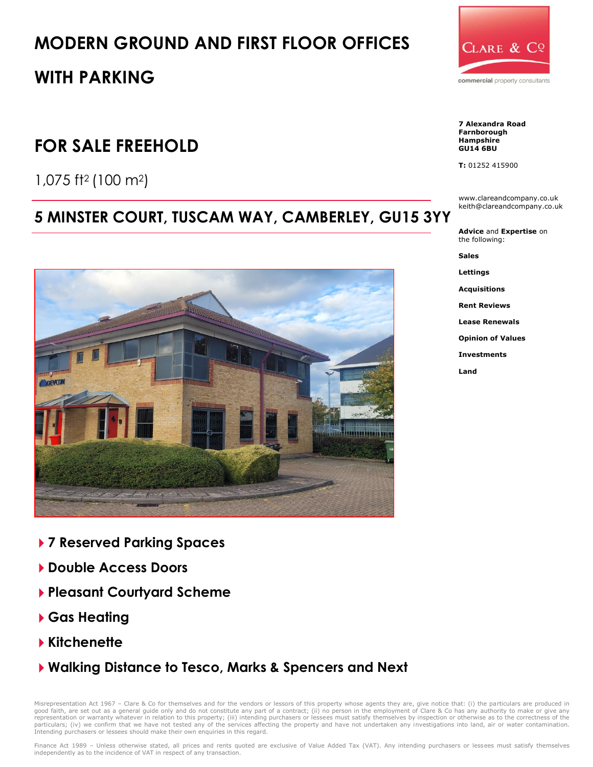# MODERN GROUND AND FIRST FLOOR OFFICES WITH PARKING

## FOR SALE FREEHOLD

1,075 ft² (100 m²)

## 5 MINSTER COURT, TUSCAM WAY, CAMBERLEY, GU15 3YY

- **7 Reserved Parking Spaces**
- **Double Access Doors**
- **Pleasant Courtyard Scheme**
- **Gas Heating**
- **Kitchenette**
- **Walking Distance to Tesco, Marks & Spencers and Next**

CLARE & CO
commercial property consultants

**7 Alexandra Road**
**Farnborough**
**Hampshire**
**GU14 6BU**

**T:** 01252 415900

www.clareandcompany.co.uk
keith@clareandcompany.co.uk

**Advice** and **Expertise** on the following:

**Sales**

**Lettings**

**Acquisitions**

**Rent Reviews**

**Lease Renewals**

**Opinion of Values**

**Investments**

**Land**

Misrepresentation Act 1967 – Clare & Co for themselves and for the vendors or lessors of this property whose agents they are, give notice that: (i) the particulars are produced in good faith, are set out as a general guide only and do not constitute any part of a contract; (ii) no person in the employment of Clare & Co has any authority to make or give any representation or warranty whatever in relation to this property; (iii) intending purchasers or lessees must satisfy themselves by inspection or otherwise as to the correctness of the particulars; (iv) we confirm that we have not tested any of the services affecting the property and have not undertaken any investigations into land, air or water contamination. Intending purchasers or lessees should make their own enquiries in this regard.

Finance Act 1989 – Unless otherwise stated, all prices and rents quoted are exclusive of Value Added Tax (VAT). Any intending purchasers or lessees must satisfy themselves independently as to the incidence of VAT in respect of any transaction.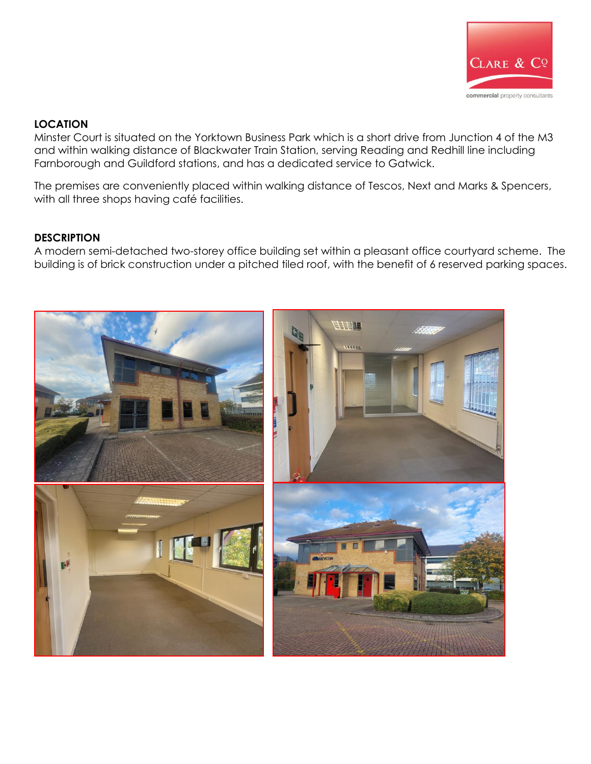## LOCATION

Minster Court is situated on the Yorktown Business Park which is a short drive from Junction 4 of the M3 and within walking distance of Blackwater Train Station, serving Reading and Redhill line including Farnborough and Guildford stations, and has a dedicated service to Gatwick.

The premises are conveniently placed within walking distance of Tescos, Next and Marks & Spencers, with all three shops having café facilities.

## DESCRIPTION

A modern semi-detached two-storey office building set within a pleasant office courtyard scheme. The building is of brick construction under a pitched tiled roof, with the benefit of 6 reserved parking spaces.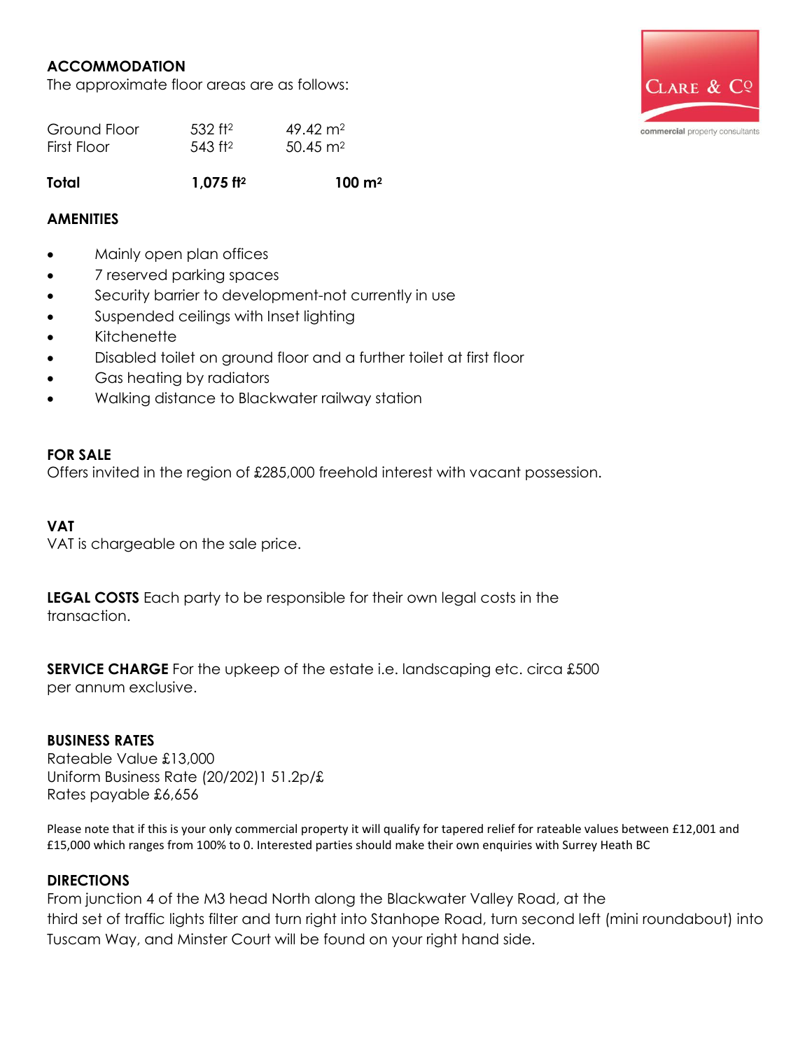## ACCOMMODATION

The approximate floor areas are as follows:

| | | |
|---|---|---|
| Ground Floor | 532 ft² | 49.42 m² |
| First Floor | 543 ft² | 50.45 m² |
| **Total** | **1,075 ft²** | **100 m²** |

## AMENITIES

- Mainly open plan offices
- 7 reserved parking spaces
- Security barrier to development-not currently in use
- Suspended ceilings with Inset lighting
- Kitchenette
- Disabled toilet on ground floor and a further toilet at first floor
- Gas heating by radiators
- Walking distance to Blackwater railway station

## FOR SALE

Offers invited in the region of £285,000 freehold interest with vacant possession.

## VAT

VAT is chargeable on the sale price.

**LEGAL COSTS** Each party to be responsible for their own legal costs in the transaction.

**SERVICE CHARGE** For the upkeep of the estate i.e. landscaping etc. circa £500 per annum exclusive.

## BUSINESS RATES

Rateable Value £13,000
Uniform Business Rate (20/202)1 51.2p/£
Rates payable £6,656

Please note that if this is your only commercial property it will qualify for tapered relief for rateable values between £12,001 and £15,000 which ranges from 100% to 0. Interested parties should make their own enquiries with Surrey Heath BC

## DIRECTIONS

From junction 4 of the M3 head North along the Blackwater Valley Road, at the third set of traffic lights filter and turn right into Stanhope Road, turn second left (mini roundabout) into Tuscam Way, and Minster Court will be found on your right hand side.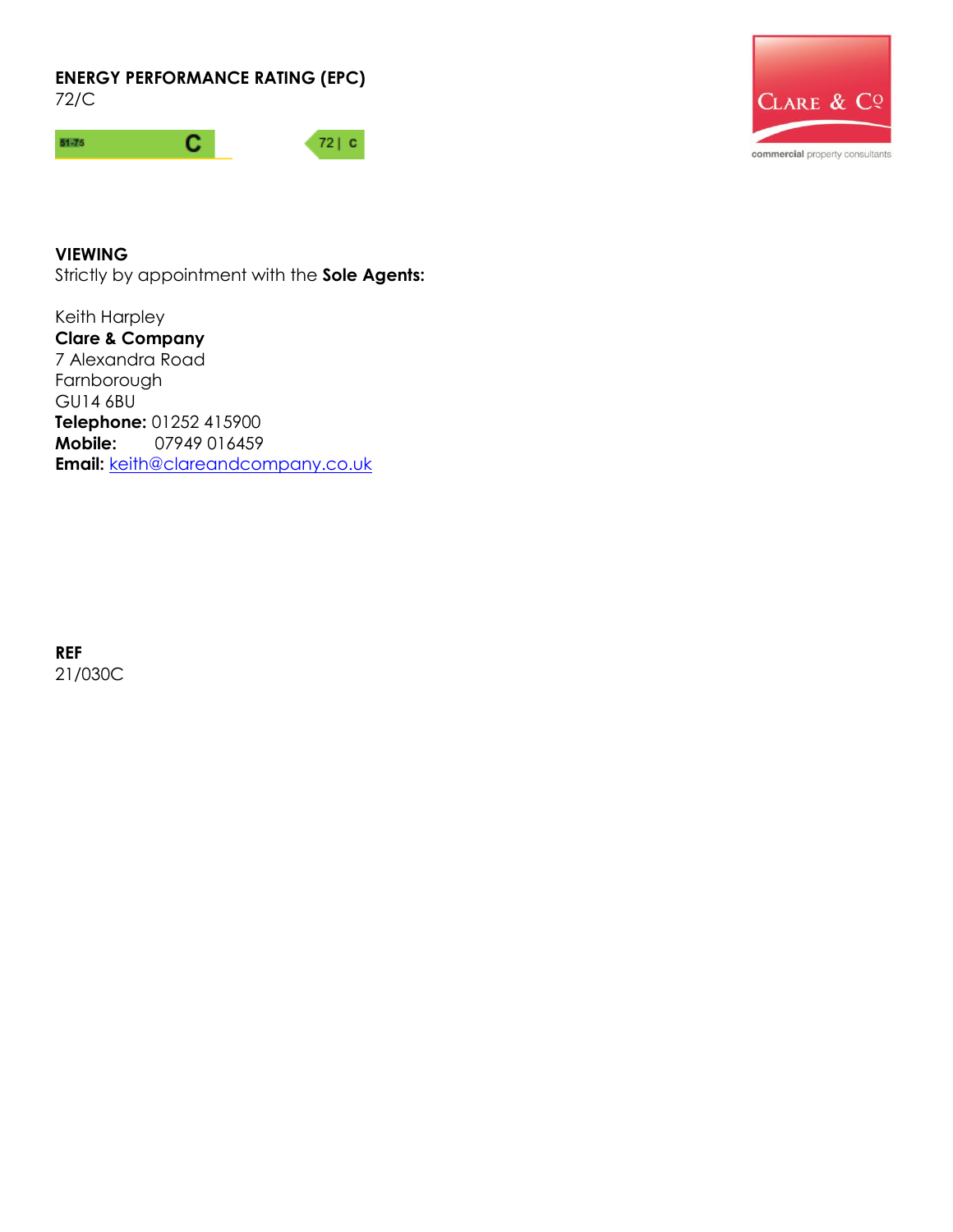**ENERGY PERFORMANCE RATING (EPC)**
72/C

51-75 C

72 | C

CLARE & CO
commercial property consultants

**VIEWING**
Strictly by appointment with the **Sole Agents:**

Keith Harpley
**Clare & Company**
7 Alexandra Road
Farnborough
GU14 6BU
**Telephone:** 01252 415900
**Mobile:** 07949 016459
**Email:** keith@clareandcompany.co.uk

**REF**
21/030C